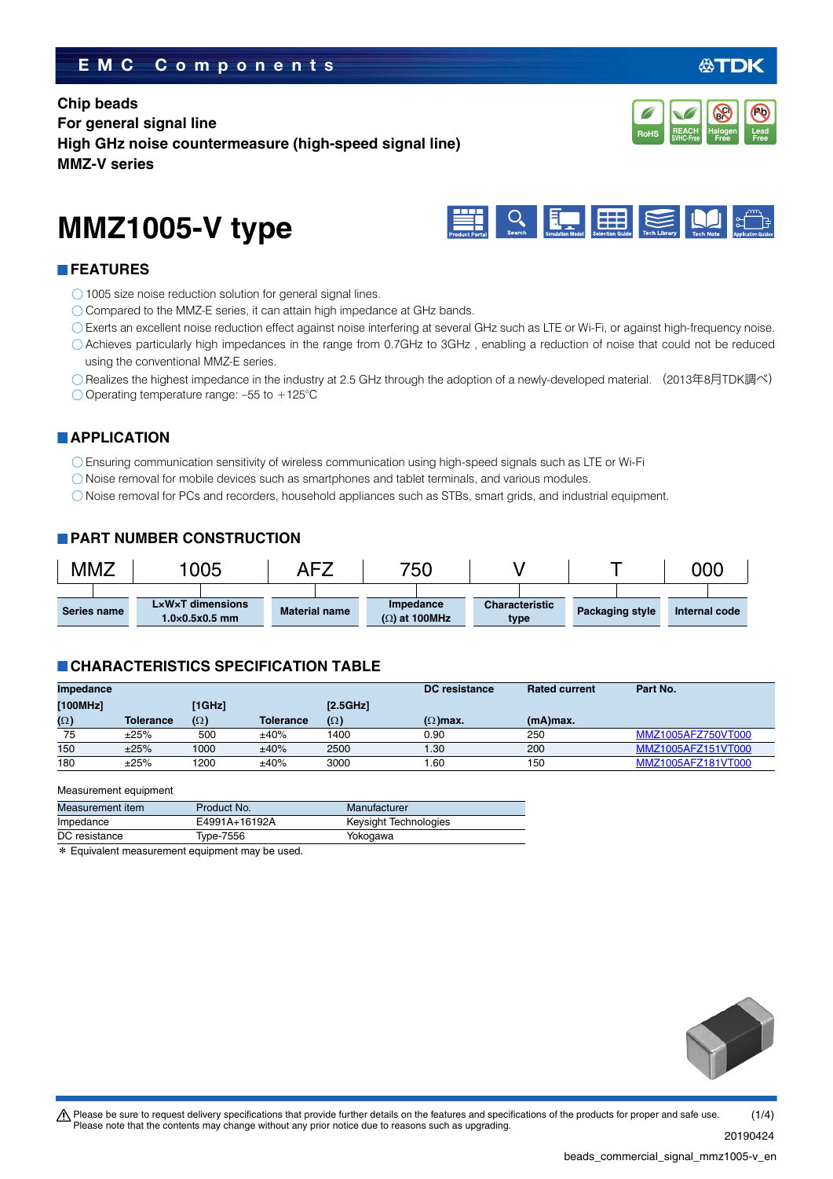EMC Components

**Chip beads**
**For general signal line**
**High GHz noise countermeasure (high-speed signal line)**
**MMZ-V series**

RoHS | REACH SVHC-Free | Halogen Free | Lead Free

# MMZ1005-V type

## FEATURES

- 1005 size noise reduction solution for general signal lines.
- Compared to the MMZ-E series, it can attain high impedance at GHz bands.
- Exerts an excellent noise reduction effect against noise interfering at several GHz such as LTE or Wi-Fi, or against high-frequency noise.
- Achieves particularly high impedances in the range from 0.7GHz to 3GHz , enabling a reduction of noise that could not be reduced using the conventional MMZ-E series.
- Realizes the highest impedance in the industry at 2.5 GHz through the adoption of a newly-developed material. （2013年8月TDK調べ）
- Operating temperature range: –55 to ＋125°C

## APPLICATION

- Ensuring communication sensitivity of wireless communication using high-speed signals such as LTE or Wi-Fi
- Noise removal for mobile devices such as smartphones and tablet terminals, and various modules.
- Noise removal for PCs and recorders, household appliances such as STBs, smart grids, and industrial equipment.

## PART NUMBER CONSTRUCTION

| MMZ | 1005 | AFZ | 750 | V | T | 000 |
|---|---|---|---|---|---|---|
| Series name | L×W×T dimensions 1.0×0.5x0.5 mm | Material name | Impedance (Ω) at 100MHz | Characteristic type | Packaging style | Internal code |

## CHARACTERISTICS SPECIFICATION TABLE

| Impedance [100MHz] (Ω) | Tolerance | [1GHz] (Ω) | Tolerance | [2.5GHz] (Ω) | DC resistance (Ω)max. | Rated current (mA)max. | Part No. |
|---|---|---|---|---|---|---|---|
| 75 | ±25% | 500 | ±40% | 1400 | 0.90 | 250 | MMZ1005AFZ750VT000 |
| 150 | ±25% | 1000 | ±40% | 2500 | 1.30 | 200 | MMZ1005AFZ151VT000 |
| 180 | ±25% | 1200 | ±40% | 3000 | 1.60 | 150 | MMZ1005AFZ181VT000 |

Measurement equipment

| Measurement item | Product No. | Manufacturer |
|---|---|---|
| Impedance | E4991A+16192A | Keysight Technologies |
| DC resistance | Type-7556 | Yokogawa |

＊ Equivalent measurement equipment may be used.

⚠ Please be sure to request delivery specifications that provide further details on the features and specifications of the products for proper and safe use.
Please note that the contents may change without any prior notice due to reasons such as upgrading.

20190424

beads_commercial_signal_mmz1005-v_en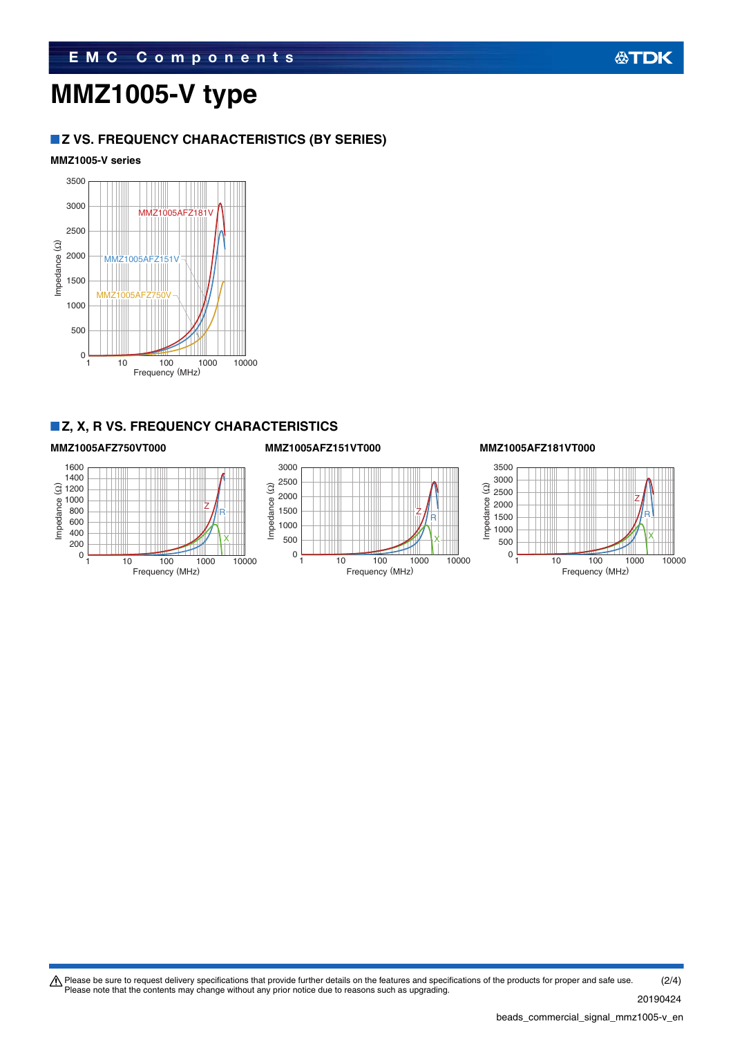# MMZ1005-V type

## Z VS. FREQUENCY CHARACTERISTICS (BY SERIES)

### MMZ1005-V series

## Z, X, R VS. FREQUENCY CHARACTERISTICS

### MMZ1005AFZ750VT000

### MMZ1005AFZ151VT000

### MMZ1005AFZ181VT000

⚠ Please be sure to request delivery specifications that provide further details on the features and specifications of the products for proper and safe use.
Please note that the contents may change without any prior notice due to reasons such as upgrading.

20190424

beads_commercial_signal_mmz1005-v_en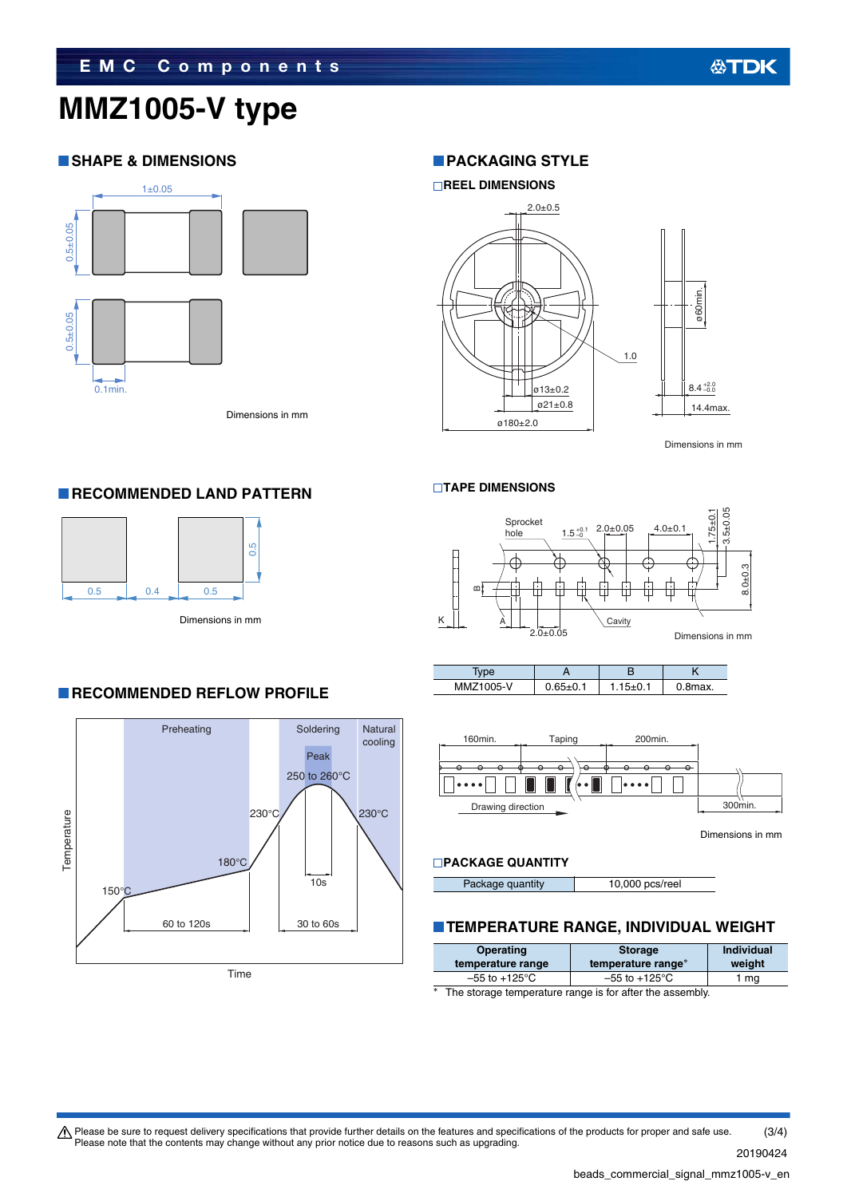# MMZ1005-V type

## SHAPE & DIMENSIONS

1±0.05

0.5±0.05

0.5±0.05

0.1min.

Dimensions in mm

## PACKAGING STYLE

### REEL DIMENSIONS

2.0±0.5

1.0

ø13±0.2

ø21±0.8

ø180±2.0

ø60min.

$8.4^{+2.0}_{-0.0}$

14.4max.

Dimensions in mm

## RECOMMENDED LAND PATTERN

0.5　0.4　0.5

0.5

Dimensions in mm

### TAPE DIMENSIONS

Sprocket hole

$1.5^{+0.1}_{-0}$　2.0±0.05　4.0±0.1　1.75±0.1　3.5±0.05　8.0±0.3

B　K　A　Cavity　2.0±0.05

Dimensions in mm

| Type | A | B | K |
|---|---|---|---|
| MMZ1005-V | 0.65±0.1 | 1.15±0.1 | 0.8max. |

## RECOMMENDED REFLOW PROFILE

Preheating　Soldering　Natural cooling

Peak 250 to 260°C

230°C　230°C

180°C

150°C

10s

60 to 120s　30 to 60s

Temperature

Time

160min.　Taping　200min.

Drawing direction

300min.

Dimensions in mm

### PACKAGE QUANTITY

| Package quantity | 10,000 pcs/reel |
|---|---|

## TEMPERATURE RANGE, INDIVIDUAL WEIGHT

| Operating temperature range | Storage temperature range* | Individual weight |
|---|---|---|
| –55 to +125°C | –55 to +125°C | 1 mg |

\* The storage temperature range is for after the assembly.

⚠ Please be sure to request delivery specifications that provide further details on the features and specifications of the products for proper and safe use.
Please note that the contents may change without any prior notice due to reasons such as upgrading.

20190424

beads_commercial_signal_mmz1005-v_en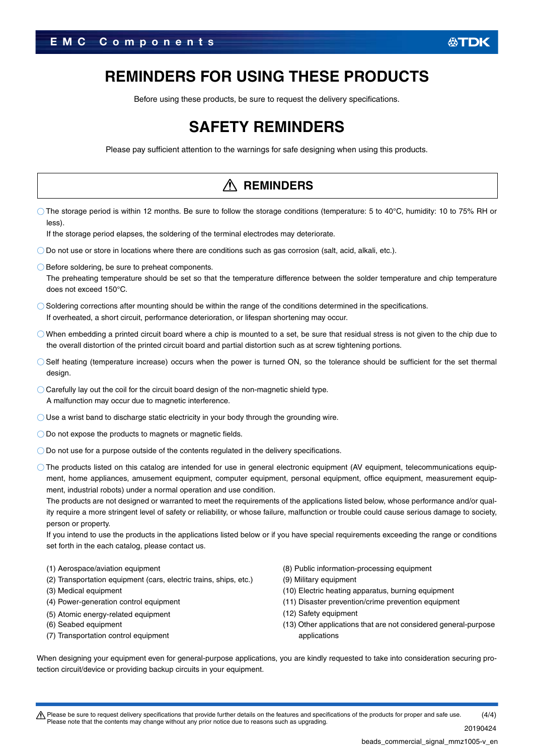# REMINDERS FOR USING THESE PRODUCTS

Before using these products, be sure to request the delivery specifications.

# SAFETY REMINDERS

Please pay sufficient attention to the warnings for safe designing when using this products.

## ⚠ REMINDERS

- The storage period is within 12 months. Be sure to follow the storage conditions (temperature: 5 to 40°C, humidity: 10 to 75% RH or less).
  If the storage period elapses, the soldering of the terminal electrodes may deteriorate.
- Do not use or store in locations where there are conditions such as gas corrosion (salt, acid, alkali, etc.).
- Before soldering, be sure to preheat components.
  The preheating temperature should be set so that the temperature difference between the solder temperature and chip temperature does not exceed 150°C.
- Soldering corrections after mounting should be within the range of the conditions determined in the specifications.
  If overheated, a short circuit, performance deterioration, or lifespan shortening may occur.
- When embedding a printed circuit board where a chip is mounted to a set, be sure that residual stress is not given to the chip due to the overall distortion of the printed circuit board and partial distortion such as at screw tightening portions.
- Self heating (temperature increase) occurs when the power is turned ON, so the tolerance should be sufficient for the set thermal design.
- Carefully lay out the coil for the circuit board design of the non-magnetic shield type.
  A malfunction may occur due to magnetic interference.
- Use a wrist band to discharge static electricity in your body through the grounding wire.
- Do not expose the products to magnets or magnetic fields.
- Do not use for a purpose outside of the contents regulated in the delivery specifications.
- The products listed on this catalog are intended for use in general electronic equipment (AV equipment, telecommunications equipment, home appliances, amusement equipment, computer equipment, personal equipment, office equipment, measurement equipment, industrial robots) under a normal operation and use condition.
  The products are not designed or warranted to meet the requirements of the applications listed below, whose performance and/or quality require a more stringent level of safety or reliability, or whose failure, malfunction or trouble could cause serious damage to society, person or property.
  If you intend to use the products in the applications listed below or if you have special requirements exceeding the range or conditions set forth in the each catalog, please contact us.

  (1) Aerospace/aviation equipment
  (2) Transportation equipment (cars, electric trains, ships, etc.)
  (3) Medical equipment
  (4) Power-generation control equipment
  (5) Atomic energy-related equipment
  (6) Seabed equipment
  (7) Transportation control equipment
  (8) Public information-processing equipment
  (9) Military equipment
  (10) Electric heating apparatus, burning equipment
  (11) Disaster prevention/crime prevention equipment
  (12) Safety equipment
  (13) Other applications that are not considered general-purpose applications

When designing your equipment even for general-purpose applications, you are kindly requested to take into consideration securing protection circuit/device or providing backup circuits in your equipment.